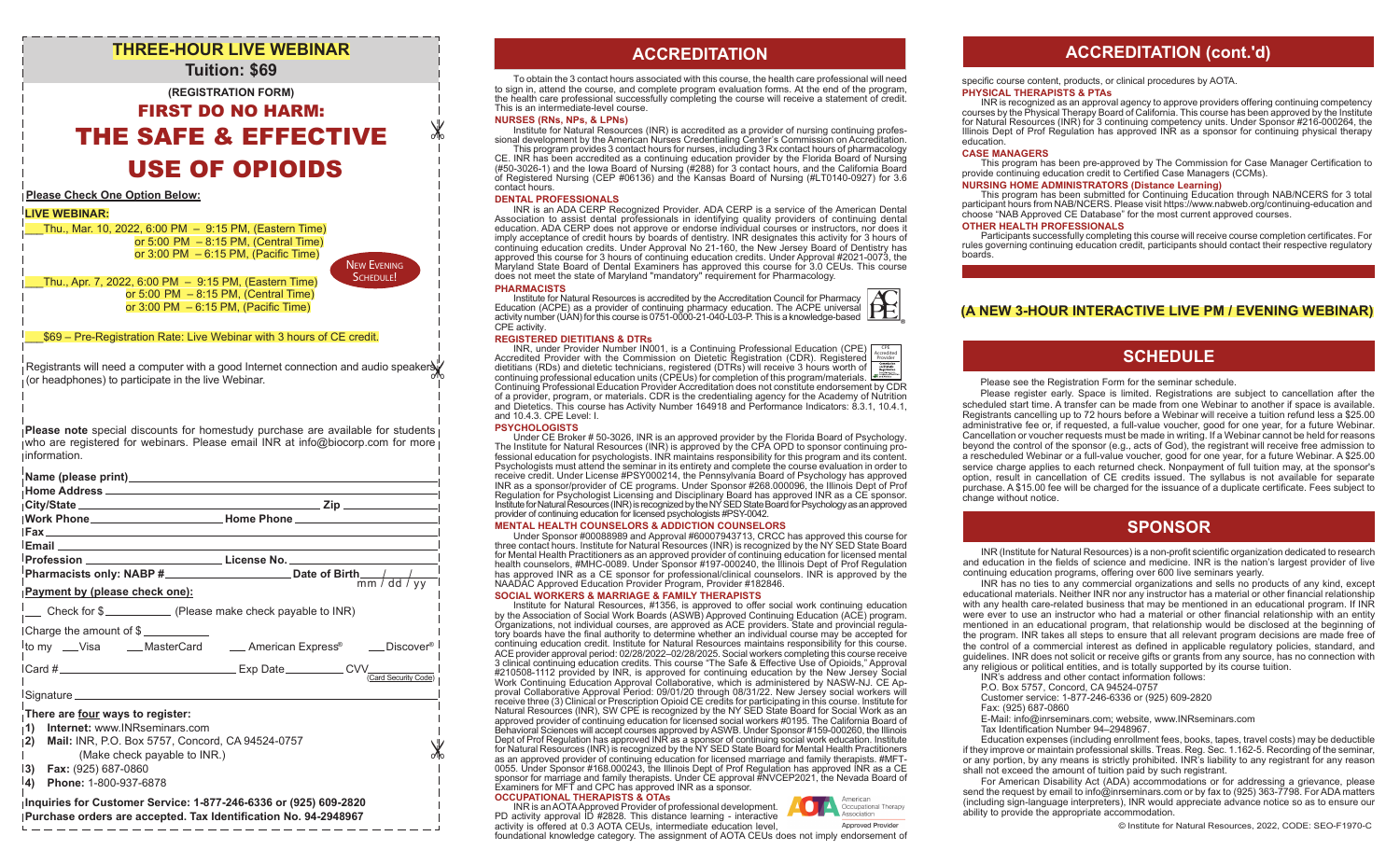# THREE-HOUR LIVE WEBINAR

**Tuition: $69**

**(REGISTRATION FORM)**

# FIRST DO NO HARM: THE SAFE & EFFECTIVE USE OF OPIOIDS

**Please Check One Option Below:**

**LIVE WEBINAR:**

___Thu., Mar. 10, 2022, 6:00 PM – 9:15 PM, (Eastern Time)
or 5:00 PM – 8:15 PM, (Central Time)
or 3:00 PM – 6:15 PM, (Pacific Time)

NEW EVENING SCHEDULE!

___Thu., Apr. 7, 2022, 6:00 PM – 9:15 PM, (Eastern Time)
or 5:00 PM – 8:15 PM, (Central Time)
or 3:00 PM – 6:15 PM, (Pacific Time)

___$69 – Pre-Registration Rate: Live Webinar with 3 hours of CE credit.

Registrants will need a computer with a good Internet connection and audio speakers (or headphones) to participate in the live Webinar.

**Please note** special discounts for homestudy purchase are available for students who are registered for webinars. Please email INR at info@biocorp.com for more information.

Name (please print)_______________

Home Address _______________

City/State _______________ Zip _______________

Work Phone _______________ Home Phone _______________

Fax _______________

Email _______________

Profession _______________ License No. _______________

Pharmacists only: NABP #_______________ Date of Birth ___/___/___ (mm / dd / yy)

**Payment by (please check one):**

___ Check for $__________ (Please make check payable to INR)

Charge the amount of $__________

to my ___Visa ___MasterCard ___American Express® ___Discover®

Card #_______________ Exp Date_________ CVV_________ (Card Security Code)

Signature _______________

**There are four ways to register:**

1) **Internet:** www.INRseminars.com
2) **Mail:** INR, P.O. Box 5757, Concord, CA 94524-0757 (Make check payable to INR.)
3) **Fax:** (925) 687-0860
4) **Phone:** 1-800-937-6878

**Inquiries for Customer Service: 1-877-246-6336 or (925) 609-2820**
**Purchase orders are accepted. Tax Identification No. 94-2948967**

## ACCREDITATION

To obtain the 3 contact hours associated with this course, the health care professional will need to sign in, attend the course, and complete program evaluation forms. At the end of the program, the health care professional successfully completing the course will receive a statement of credit. This is an intermediate-level course.

### NURSES (RNs, NPs, & LPNs)

Institute for Natural Resources (INR) is accredited as a provider of nursing continuing professional development by the American Nurses Credentialing Center's Commission on Accreditation.

This program provides 3 contact hours for nurses, including 3 Rx contact hours of pharmacology CE. INR has been accredited as a continuing education provider by the Florida Board of Nursing (#50-3026-1) and the Iowa Board of Nursing (#288) for 3 contact hours, and the California Board of Registered Nursing (CEP #06136) and the Kansas Board of Nursing (#LT0140-0927) for 3.6 contact hours.

### DENTAL PROFESSIONALS

INR is an ADA CERP Recognized Provider. ADA CERP is a service of the American Dental Association to assist dental professionals in identifying quality providers of continuing dental education. ADA CERP does not approve or endorse individual courses or instructors, nor does it imply acceptance of credit hours by boards of dentistry. INR designates this activity for 3 hours of continuing education credits. Under Approval No 21-160, the New Jersey Board of Dentistry has approved this course for 3 hours of continuing education credits. Under Approval #2021-0073, the Maryland State Board of Dental Examiners has approved this course for 3.0 CEUs. This course does not meet the state of Maryland "mandatory" requirement for Pharmacology.

### PHARMACISTS

Institute for Natural Resources is accredited by the Accreditation Council for Pharmacy Education (ACPE) as a provider of continuing pharmacy education. The ACPE universal activity number (UAN) for this course is 0751-0000-21-040-L03-P. This is a knowledge-based CPE activity.

### REGISTERED DIETITIANS & DTRs

INR, under Provider Number IN001, is a Continuing Professional Education (CPE) Accredited Provider with the Commission on Dietetic Registration (CDR). Registered dietitians (RDs) and dietetic technicians, registered (DTRs) will receive 3 hours worth of continuing professional education units (CPEUs) for completion of this program/materials. Continuing Professional Education Provider Accreditation does not constitute endorsement by CDR of a provider, program, or materials. CDR is the credentialing agency for the Academy of Nutrition and Dietetics. This course has Activity Number 164918 and Performance Indicators: 8.3.1, 10.4.1, and 10.4.3. CPE Level: I.

### PSYCHOLOGISTS

Under CE Broker # 50-3026, INR is an approved provider by the Florida Board of Psychology. The Institute for Natural Resources (INR) is approved by the CPA OPD to sponsor continuing professional education for psychologists. INR maintains responsibility for this program and its content. Psychologists must attend the seminar in its entirety and complete the course evaluation in order to receive credit. Under License #PSY000214, the Pennsylvania Board of Psychology has approved INR as a sponsor/provider of CE programs. Under Sponsor #268.000096, the Illinois Dept of Prof Regulation for Psychologist Licensing and Disciplinary Board has approved INR as a CE sponsor. Institute for Natural Resources (INR) is recognized by the NY SED State Board for Psychology as an approved provider of continuing education for licensed psychologists #PSY-0042.

### MENTAL HEALTH COUNSELORS & ADDICTION COUNSELORS

Under Sponsor #00088989 and Approval #60007943713, CRCC has approved this course for three contact hours. Institute for Natural Resources (INR) is recognized by the NY SED State Board for Mental Health Practitioners as an approved provider of continuing education for licensed mental health counselors, #MHC-0089. Under Sponsor #197-000240, the Illinois Dept of Prof Regulation has approved INR as a CE sponsor for professional/clinical counselors. INR is approved by the NAADAC Approved Education Provider Program, Provider #182846.

### SOCIAL WORKERS & MARRIAGE & FAMILY THERAPISTS

Institute for Natural Resources, #1356, is approved to offer social work continuing education by the Association of Social Work Boards (ASWB) Approved Continuing Education (ACE) program. Organizations, not individual courses, are approved as ACE providers. State and provincial regulatory boards have the final authority to determine whether an individual course may be accepted for continuing education credit. Institute for Natural Resources maintains responsibility for this course. ACE provider approval period: 02/28/2022–02/28/2025. Social workers completing this course receive 3 clinical continuing education credits. This course "The Safe & Effective Use of Opioids," Approval #210508-1112 provided by INR, is approved for continuing education by the New Jersey Social Work Continuing Education Approval Collaborative, which is administered by NASW-NJ. CE Approval Collaborative Approval Period: 09/01/20 through 08/31/22. New Jersey social workers will receive three (3) Clinical or Prescription Opioid CE credits for participating in this course. Institute for Natural Resources (INR), SW CPE is recognized by the NY SED State Board for Social Work as an approved provider of continuing education for licensed social workers #0195. The California Board of Behavioral Sciences will accept courses approved by ASWB. Under Sponsor #159-000260, the Illinois Dept of Prof Regulation has approved INR as a sponsor of continuing social work education. Institute for Natural Resources (INR) is recognized by the NY SED State Board for Mental Health Practitioners as an approved provider of continuing education for licensed marriage and family therapists. #MFT-0055. Under Sponsor #168.000243, the Illinois Dept of Prof Regulation has approved INR as a CE sponsor for marriage and family therapists. Under CE approval #NVCEP2021, the Nevada Board of Examiners for MFT and CPC has approved INR as a sponsor.

### OCCUPATIONAL THERAPISTS & OTAs

INR is an AOTA Approved Provider of professional development. PD activity approval ID #2828. This distance learning - interactive activity is offered at 0.3 AOTA CEUs, intermediate education level, foundational knowledge category. The assignment of AOTA CEUs does not imply endorsement of specific course content, products, or clinical procedures by AOTA.

## ACCREDITATION (cont.'d)

### PHYSICAL THERAPISTS & PTAs

INR is recognized as an approval agency to approve providers offering continuing competency courses by the Physical Therapy Board of California. This course has been approved by the Institute for Natural Resources (INR) for 3 continuing competency units. Under Sponsor #216-000264, the Illinois Dept of Prof Regulation has approved INR as a sponsor for continuing physical therapy education.

### CASE MANAGERS

This program has been pre-approved by The Commission for Case Manager Certification to provide continuing education credit to Certified Case Managers (CCMs).

### NURSING HOME ADMINISTRATORS (Distance Learning)

This program has been submitted for Continuing Education through NAB/NCERS for 3 total participant hours from NAB/NCERS. Please visit https://www.nabweb.org/continuing-education and choose "NAB Approved CE Database" for the most current approved courses.

### OTHER HEALTH PROFESSIONALS

Participants successfully completing this course will receive course completion certificates. For rules governing continuing education credit, participants should contact their respective regulatory boards.

**(A NEW 3-HOUR INTERACTIVE LIVE PM / EVENING WEBINAR)**

## SCHEDULE

Please see the Registration Form for the seminar schedule.

Please register early. Space is limited. Registrations are subject to cancellation after the scheduled start time. A transfer can be made from one Webinar to another if space is available. Registrants cancelling up to 72 hours before a Webinar will receive a tuition refund less a $25.00 administrative fee or, if requested, a full-value voucher, good for one year, for a future Webinar. Cancellation or voucher requests must be made in writing. If a Webinar cannot be held for reasons beyond the control of the sponsor (e.g., acts of God), the registrant will receive free admission to a rescheduled Webinar or a full-value voucher, good for one year, for a future Webinar. A $25.00 service charge applies to each returned check. Nonpayment of full tuition may, at the sponsor's option, result in cancellation of CE credits issued. The syllabus is not available for separate purchase. A $15.00 fee will be charged for the issuance of a duplicate certificate. Fees subject to change without notice.

## SPONSOR

INR (Institute for Natural Resources) is a non-profit scientific organization dedicated to research and education in the fields of science and medicine. INR is the nation's largest provider of live continuing education programs, offering over 600 live seminars yearly.

INR has no ties to any commercial organizations and sells no products of any kind, except educational materials. Neither INR nor any instructor has a material or other financial relationship with any health care-related business that may be mentioned in an educational program. If INR were ever to use an instructor who had a material or other financial relationship with an entity mentioned in an educational program, that relationship would be disclosed at the beginning of the program. INR takes all steps to ensure that all relevant program decisions are made free of the control of a commercial interest as defined in applicable regulatory policies, standard, and guidelines. INR does not solicit or receive gifts or grants from any source, has no connection with any religious or political entities, and is totally supported by its course tuition.

INR's address and other contact information follows:
P.O. Box 5757, Concord, CA 94524-0757
Customer service: 1-877-246-6336 or (925) 609-2820
Fax: (925) 687-0860
E-Mail: info@inrseminars.com; website, www.INRseminars.com
Tax Identification Number 94–2948967.

Education expenses (including enrollment fees, books, tapes, travel costs) may be deductible if they improve or maintain professional skills. Treas. Reg. Sec. 1.162-5. Recording of the seminar, or any portion, by any means is strictly prohibited. INR's liability to any registrant for any reason shall not exceed the amount of tuition paid by such registrant.

For American Disability Act (ADA) accommodations or for addressing a grievance, please send the request by email to info@inrseminars.com or by fax to (925) 363-7798. For ADA matters (including sign-language interpreters), INR would appreciate advance notice so as to ensure our ability to provide the appropriate accommodation.

© Institute for Natural Resources, 2022, CODE: SEO-F1970-C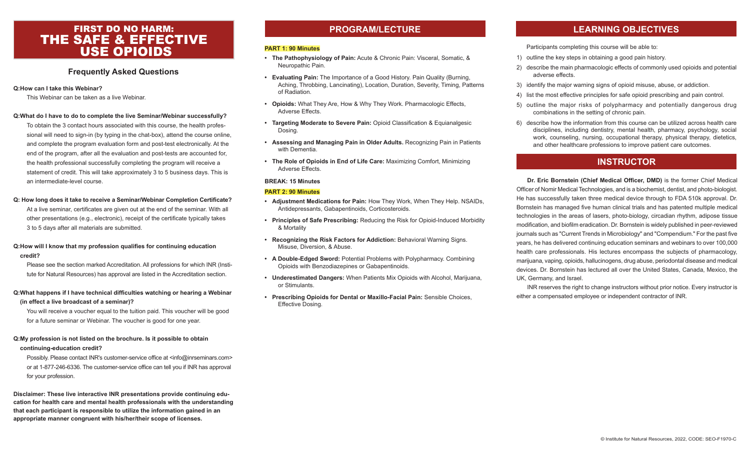# FIRST DO NO HARM: THE SAFE & EFFECTIVE USE OPIOIDS

## Frequently Asked Questions

**Q:How can I take this Webinar?**

This Webinar can be taken as a live Webinar.

**Q:What do I have to do to complete the live Seminar/Webinar successfully?**

To obtain the 3 contact hours associated with this course, the health professional will need to sign-in (by typing in the chat-box), attend the course online, and complete the program evaluation form and post-test electronically. At the end of the program, after all the evaluation and post-tests are accounted for, the health professional successfully completing the program will receive a statement of credit. This will take approximately 3 to 5 business days. This is an intermediate-level course.

**Q: How long does it take to receive a Seminar/Webinar Completion Certificate?**

At a live seminar, certificates are given out at the end of the seminar. With all other presentations (e.g., electronic), receipt of the certificate typically takes 3 to 5 days after all materials are submitted.

**Q:How will I know that my profession qualifies for continuing education credit?**

Please see the section marked Accreditation. All professions for which INR (Institute for Natural Resources) has approval are listed in the Accreditation section.

**Q:What happens if I have technical difficulties watching or hearing a Webinar (in effect a live broadcast of a seminar)?**

You will receive a voucher equal to the tuition paid. This voucher will be good for a future seminar or Webinar. The voucher is good for one year.

**Q:My profession is not listed on the brochure. Is it possible to obtain continuing-education credit?**

Possibly. Please contact INR's customer-service office at <info@inrseminars.com> or at 1-877-246-6336. The customer-service office can tell you if INR has approval for your profession.

**Disclaimer: These live interactive INR presentations provide continuing education for health care and mental health professionals with the understanding that each participant is responsible to utilize the information gained in an appropriate manner congruent with his/her/their scope of licenses.**

## PROGRAM/LECTURE

**PART 1: 90 Minutes**

- **The Pathophysiology of Pain:** Acute & Chronic Pain: Visceral, Somatic, & Neuropathic Pain.
- **Evaluating Pain:** The Importance of a Good History. Pain Quality (Burning, Aching, Throbbing, Lancinating), Location, Duration, Severity, Timing, Patterns of Radiation.
- **Opioids:** What They Are, How & Why They Work. Pharmacologic Effects, Adverse Effects.
- **Targeting Moderate to Severe Pain:** Opioid Classification & Equianalgesic Dosing.
- **Assessing and Managing Pain in Older Adults.** Recognizing Pain in Patients with Dementia.
- **The Role of Opioids in End of Life Care:** Maximizing Comfort, Minimizing Adverse Effects.

**BREAK: 15 Minutes**

**PART 2: 90 Minutes**

- **Adjustment Medications for Pain:** How They Work, When They Help. NSAIDs, Antidepressants, Gabapentinoids, Corticosteroids.
- **Principles of Safe Prescribing:** Reducing the Risk for Opioid-Induced Morbidity & Mortality
- **Recognizing the Risk Factors for Addiction:** Behavioral Warning Signs. Misuse, Diversion, & Abuse.
- **A Double-Edged Sword:** Potential Problems with Polypharmacy. Combining Opioids with Benzodiazepines or Gabapentinoids.
- **Underestimated Dangers:** When Patients Mix Opioids with Alcohol, Marijuana, or Stimulants.
- **Prescribing Opioids for Dental or Maxillo-Facial Pain:** Sensible Choices, Effective Dosing.

## LEARNING OBJECTIVES

Participants completing this course will be able to:

1) outline the key steps in obtaining a good pain history.
2) describe the main pharmacologic effects of commonly used opioids and potential adverse effects.
3) identify the major warning signs of opioid misuse, abuse, or addiction.
4) list the most effective principles for safe opioid prescribing and pain control.
5) outline the major risks of polypharmacy and potentially dangerous drug combinations in the setting of chronic pain.
6) describe how the information from this course can be utilized across health care disciplines, including dentistry, mental health, pharmacy, psychology, social work, counseling, nursing, occupational therapy, physical therapy, dietetics, and other healthcare professions to improve patient care outcomes.

## INSTRUCTOR

**Dr. Eric Bornstein (Chief Medical Officer, DMD)** is the former Chief Medical Officer of Nomir Medical Technologies, and is a biochemist, dentist, and photo-biologist. He has successfully taken three medical device through to FDA 510k approval. Dr. Bornstein has managed five human clinical trials and has patented multiple medical technologies in the areas of lasers, photo-biology, circadian rhythm, adipose tissue modification, and biofilm eradication. Dr. Bornstein is widely published in peer-reviewed journals such as "Current Trends in Microbiology" and "Compendium." For the past five years, he has delivered continuing education seminars and webinars to over 100,000 health care professionals. His lectures encompass the subjects of pharmacology, marijuana, vaping, opioids, hallucinogens, drug abuse, periodontal disease and medical devices. Dr. Bornstein has lectured all over the United States, Canada, Mexico, the UK, Germany, and Israel.

INR reserves the right to change instructors without prior notice. Every instructor is either a compensated employee or independent contractor of INR.

© Institute for Natural Resources, 2022, CODE: SEO-F1970-C